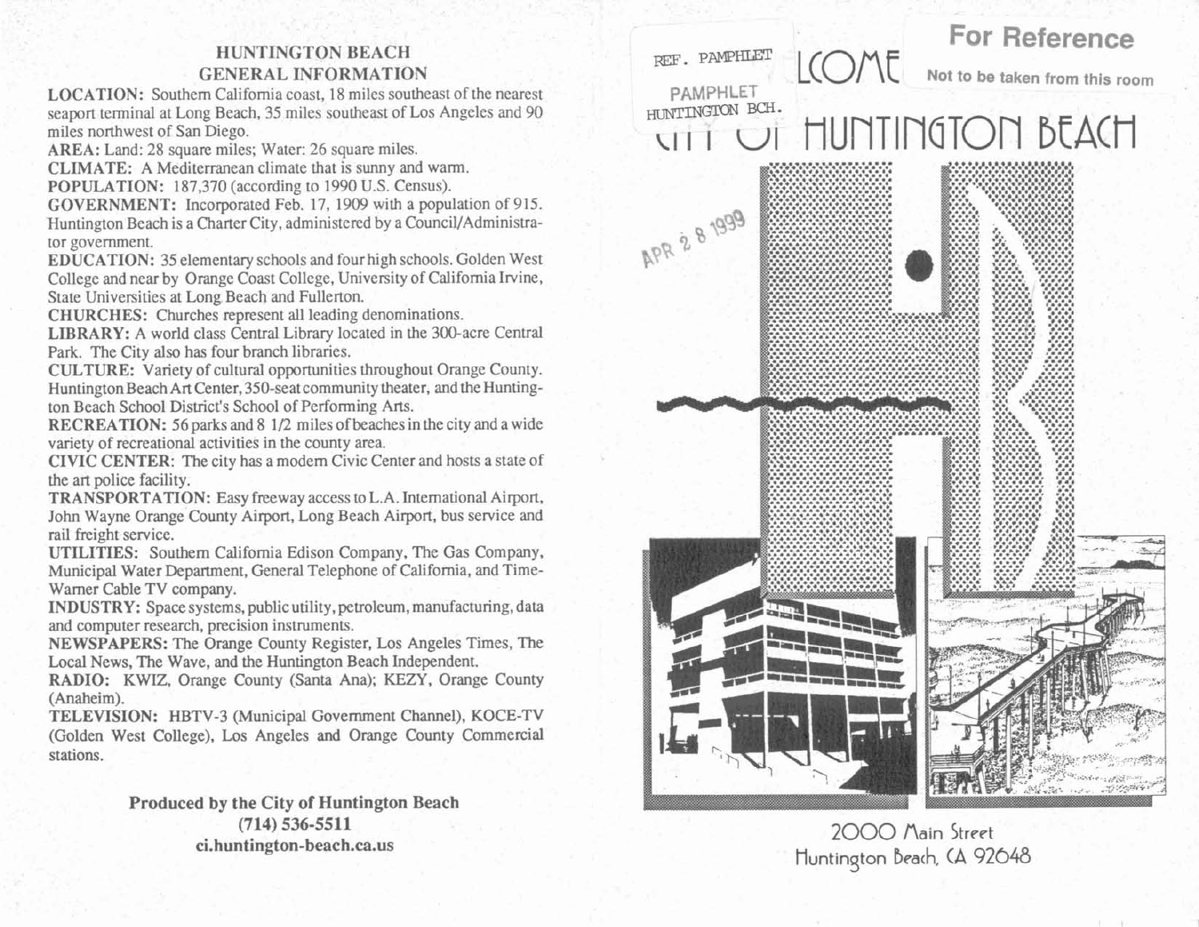## HUNTINGTON BEACH GENERAL INFORMATION

**LOCATION:** Southern California coast, 18 miles southeast of the nearest seaport terminal at Long Beach, 35 miles southeast of Los Angeles and 90 miles northwest of San Diego.

**AREA:** Land: 28 square miles; Water: 26 square miles.

**CLIMATE:** A Mediterranean climate that is sunny and warm.

**POPULATION:** 187,370 (according to 1990 U.S. Census).

**GOVERNMENT:** Incorporated Feb. 17, 1909 with a population of 915. Huntington Beach is a Charter City, administered by a Council/Administrator government.

**EDUCATION:** 35 elementary schools and four high schools. Golden West College and near by Orange Coast College, University of California Irvine, State Universities at Long Beach and Fullerton.

**CHURCHES:** Churches represent all leading denominations.

**LIBRARY:** A world class Central Library located in the 300-acre Central Park. The City also has four branch libraries.

**CULTURE:** Variety of cultural opportunities throughout Orange County. Huntington Beach Art Center, 350-seat community theater, and the Huntington Beach School District's School of Performing Arts.

**RECREATION:** 56 parks and 8 1/2 miles of beaches in the city and a wide variety of recreational activities in the county area.

**CIVIC CENTER:** The city has a modern Civic Center and hosts a state of the art police facility.

**TRANSPORTATION:** Easy freeway access to L.A. International Airport, John Wayne Orange County Airport, Long Beach Airport, bus service and rail freight service.

**UTILITIES:** Southern California Edison Company, The Gas Company, Municipal Water Department, General Telephone of California, and Time-Warner Cable TV company.

**INDUSTRY:** Space systems, public utility, petroleum, manufacturing, data and computer research, precision instruments.

**NEWSPAPERS:** The Orange County Register, Los Angeles Times, The Local News, The Wave, and the Huntington Beach Independent.

**RADIO:** KWIZ, Orange County (Santa Ana); KEZY, Orange County (Anaheim).

**TELEVISION:** HBTV-3 (Municipal Government Channel), KOCE-TV (Golden West College), Los Angeles and Orange County Commercial stations.

**Produced by the City of Huntington Beach**
**(714) 536-5511**
**ci.huntington-beach.ca.us**

REF. PAMPHLET
PAMPHLET
HUNTINGTON BCH.

**For Reference**
Not to be taken from this room

APR 28 1999

# WELCOME CITY OF HUNTINGTON BEACH

2000 Main Street
Huntington Beach, CA 92648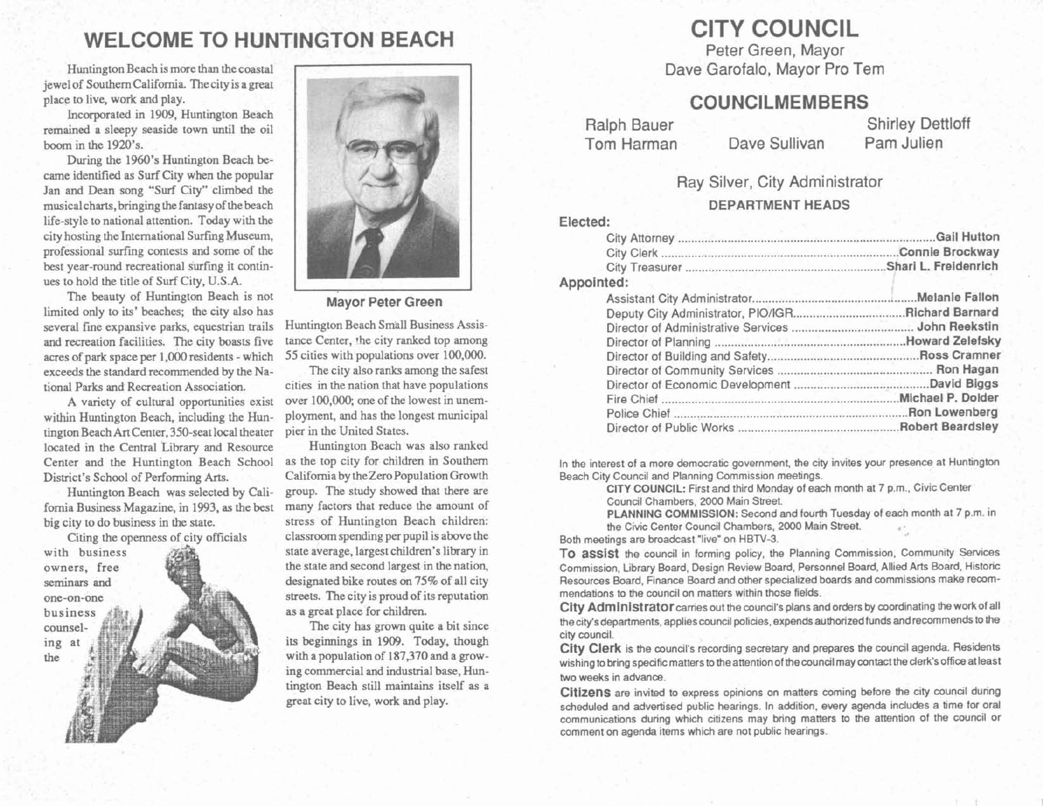# WELCOME TO HUNTINGTON BEACH

Huntington Beach is more than the coastal jewel of Southern California. The city is a great place to live, work and play.

Incorporated in 1909, Huntington Beach remained a sleepy seaside town until the oil boom in the 1920's.

During the 1960's Huntington Beach became identified as Surf City when the popular Jan and Dean song "Surf City" climbed the musical charts, bringing the fantasy of the beach life-style to national attention. Today with the city hosting the International Surfing Museum, professional surfing contests and some of the best year-round recreational surfing it continues to hold the title of Surf City, U.S.A.

The beauty of Huntington Beach is not limited only to its' beaches; the city also has several fine expansive parks, equestrian trails and recreation facilities. The city boasts five acres of park space per 1,000 residents - which exceeds the standard recommended by the National Parks and Recreation Association.

A variety of cultural opportunities exist within Huntington Beach, including the Huntington Beach Art Center, 350-seat local theater located in the Central Library and Resource Center and the Huntington Beach School District's School of Performing Arts.

Huntington Beach was selected by California Business Magazine, in 1993, as the best big city to do business in the state.

Citing the openness of city officials with business owners, free seminars and one-on-one business counseling at the Huntington Beach Small Business Assistance Center, the city ranked top among 55 cities with populations over 100,000.

Mayor Peter Green

The city also ranks among the safest cities in the nation that have populations over 100,000; one of the lowest in unemployment, and has the longest municipal pier in the United States.

Huntington Beach was also ranked as the top city for children in Southern California by the Zero Population Growth group. The study showed that there are many factors that reduce the amount of stress of Huntington Beach children: classroom spending per pupil is above the state average, largest children's library in the state and second largest in the nation, designated bike routes on 75% of all city streets. The city is proud of its reputation as a great place for children.

The city has grown quite a bit since its beginnings in 1909. Today, though with a population of 187,370 and a growing commercial and industrial base, Huntington Beach still maintains itself as a great city to live, work and play.

# CITY COUNCIL

Peter Green, Mayor
Dave Garofalo, Mayor Pro Tem

## COUNCILMEMBERS

Ralph Bauer
Tom Harman
Dave Sullivan
Shirley Dettloff
Pam Julien

Ray Silver, City Administrator

### DEPARTMENT HEADS

**Elected:**

| | |
|---|---|
| City Attorney | **Gail Hutton** |
| City Clerk | **Connie Brockway** |
| City Treasurer | **Shari L. Freidenrich** |

**Appointed:**

| | |
|---|---|
| Assistant City Administrator | **Melanie Fallon** |
| Deputy City Administrator, PIO/IGR | **Richard Barnard** |
| Director of Administrative Services | **John Reekstin** |
| Director of Planning | **Howard Zelefsky** |
| Director of Building and Safety | **Ross Cramner** |
| Director of Community Services | **Ron Hagan** |
| Director of Economic Development | **David Biggs** |
| Fire Chief | **Michael P. Dolder** |
| Police Chief | **Ron Lowenberg** |
| Director of Public Works | **Robert Beardsley** |

In the interest of a more democratic government, the city invites your presence at Huntington Beach City Council and Planning Commission meetings.

**CITY COUNCIL:** First and third Monday of each month at 7 p.m., Civic Center Council Chambers, 2000 Main Street.

**PLANNING COMMISSION:** Second and fourth Tuesday of each month at 7 p.m. in the Civic Center Council Chambers, 2000 Main Street.

Both meetings are broadcast "live" on HBTV-3.

**To assist** the council in forming policy, the Planning Commission, Community Services Commission, Library Board, Design Review Board, Personnel Board, Allied Arts Board, Historic Resources Board, Finance Board and other specialized boards and commissions make recommendations to the council on matters within those fields.

**City Administrator** carries out the council's plans and orders by coordinating the work of all the city's departments, applies council policies, expends authorized funds and recommends to the city council.

**City Clerk** is the council's recording secretary and prepares the council agenda. Residents wishing to bring specific matters to the attention of the council may contact the clerk's office at least two weeks in advance.

**Citizens** are invited to express opinions on matters coming before the city council during scheduled and advertised public hearings. In addition, every agenda includes a time for oral communications during which citizens may bring matters to the attention of the council or comment on agenda items which are not public hearings.